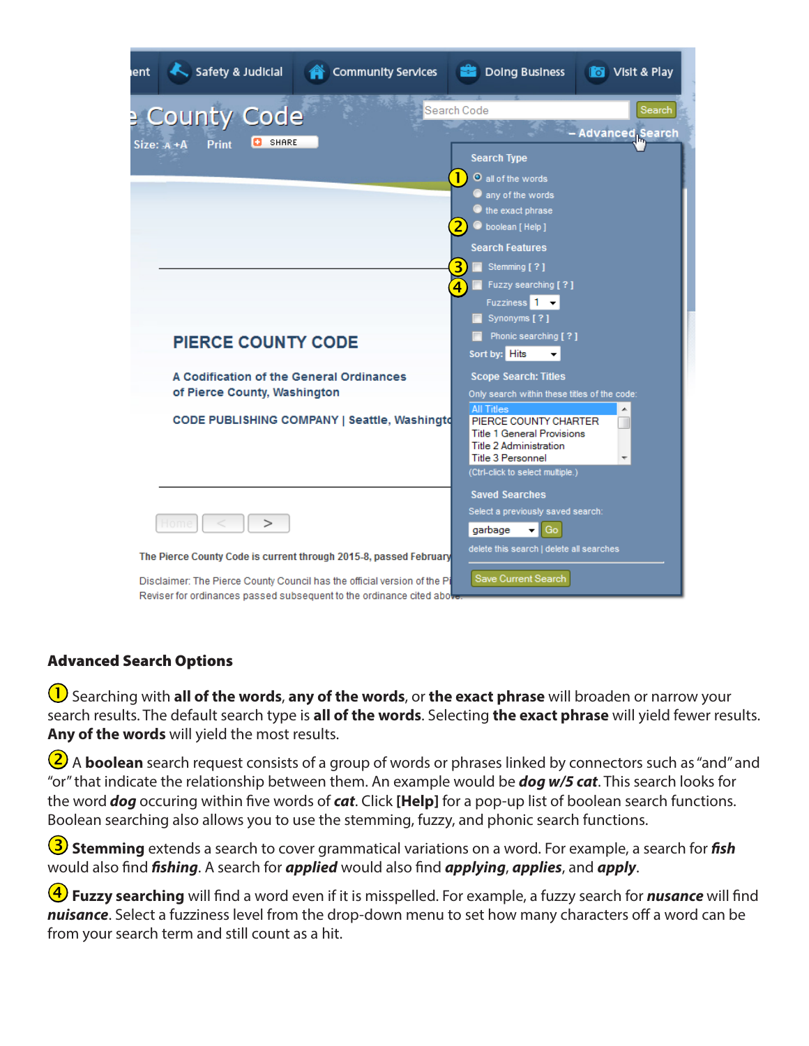## Advanced Search Options

① Searching with **all of the words**, **any of the words**, or **the exact phrase** will broaden or narrow your search results. The default search type is **all of the words**. Selecting **the exact phrase** will yield fewer results. **Any of the words** will yield the most results.

② A **boolean** search request consists of a group of words or phrases linked by connectors such as "and" and "or" that indicate the relationship between them. An example would be ***dog w/5 cat***. This search looks for the word ***dog*** occuring within five words of ***cat***. Click **[Help]** for a pop-up list of boolean search functions. Boolean searching also allows you to use the stemming, fuzzy, and phonic search functions.

③ **Stemming** extends a search to cover grammatical variations on a word. For example, a search for ***fish*** would also find ***fishing***. A search for ***applied*** would also find ***applying***, ***applies***, and ***apply***.

④ **Fuzzy searching** will find a word even if it is misspelled. For example, a fuzzy search for ***nusance*** will find ***nuisance***. Select a fuzziness level from the drop-down menu to set how many characters off a word can be from your search term and still count as a hit.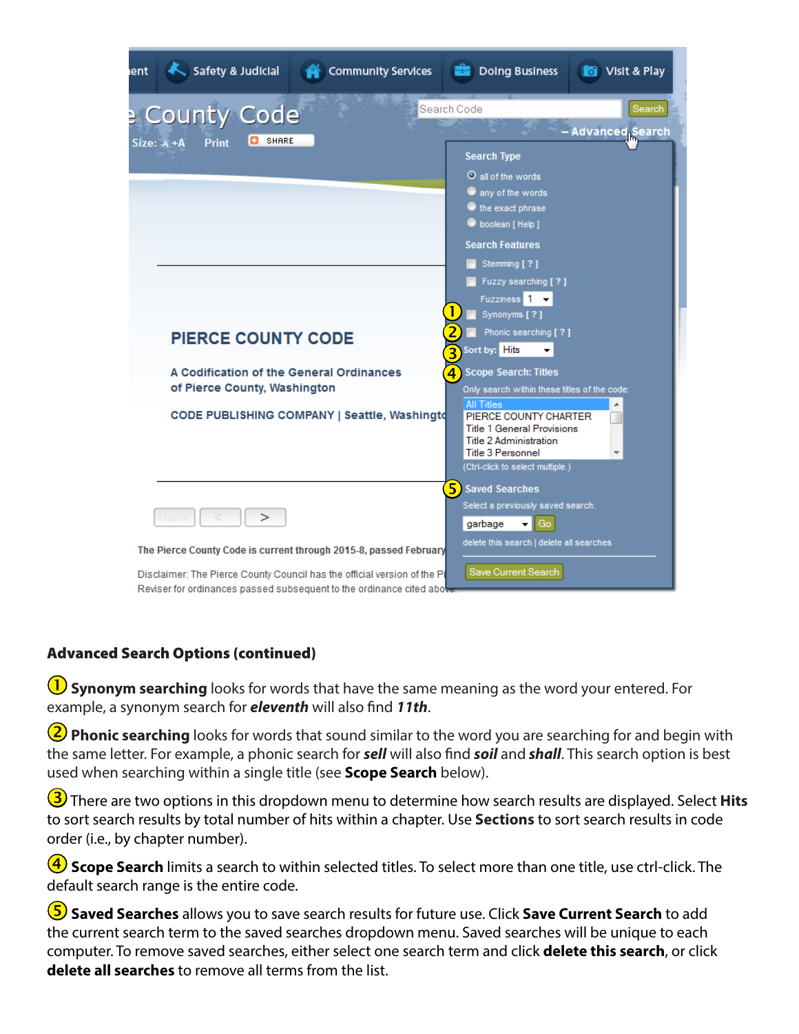## Advanced Search Options (continued)

① **Synonym searching** looks for words that have the same meaning as the word your entered. For example, a synonym search for ***eleventh*** will also find ***11th***.

② **Phonic searching** looks for words that sound similar to the word you are searching for and begin with the same letter. For example, a phonic search for ***sell*** will also find ***soil*** and ***shall***. This search option is best used when searching within a single title (see **Scope Search** below).

③ There are two options in this dropdown menu to determine how search results are displayed. Select **Hits** to sort search results by total number of hits within a chapter. Use **Sections** to sort search results in code order (i.e., by chapter number).

④ **Scope Search** limits a search to within selected titles. To select more than one title, use ctrl-click. The default search range is the entire code.

⑤ **Saved Searches** allows you to save search results for future use. Click **Save Current Search** to add the current search term to the saved searches dropdown menu. Saved searches will be unique to each computer. To remove saved searches, either select one search term and click **delete this search**, or click **delete all searches** to remove all terms from the list.